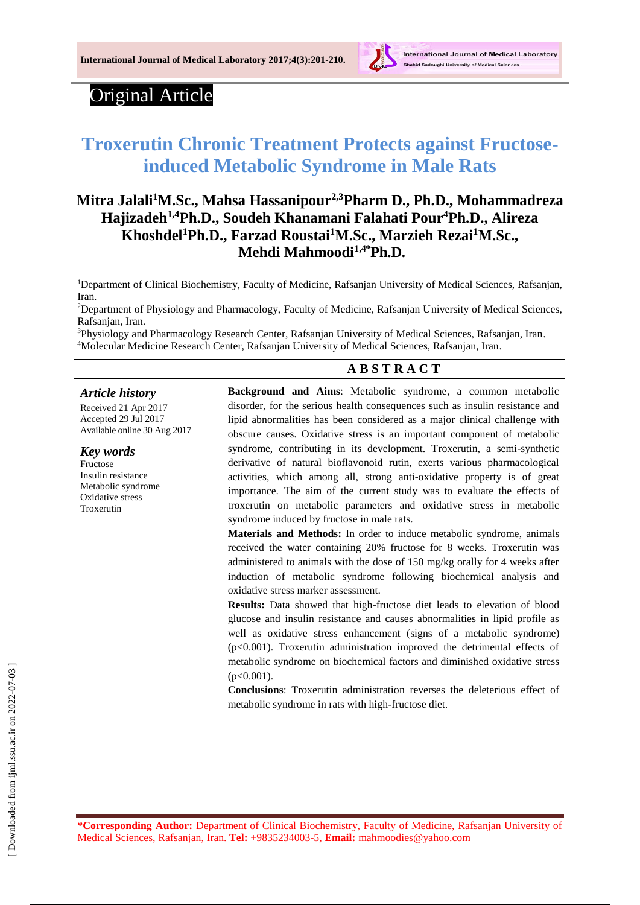Original Article

# Troxerutin Chronic Treatment Protects against Fructose-induced Metabolic Syndrome in Male Rats

**Mitra Jalali[1]M.Sc., Mahsa Hassanipour[2,3]Pharm D., Ph.D., Mohammadreza Hajizadeh[1,4]Ph.D., Soudeh Khanamani Falahati Pour[4]Ph.D., Alireza Khoshdel[1]Ph.D., Farzad Roustai[1]M.Sc., Marzieh Rezai[1]M.Sc., Mehdi Mahmoodi[1,4*]Ph.D.**

[1]Department of Clinical Biochemistry, Faculty of Medicine, Rafsanjan University of Medical Sciences, Rafsanjan, Iran.

[2]Department of Physiology and Pharmacology, Faculty of Medicine, Rafsanjan University of Medical Sciences, Rafsanjan, Iran.

[3]Physiology and Pharmacology Research Center, Rafsanjan University of Medical Sciences, Rafsanjan, Iran.

[4]Molecular Medicine Research Center, Rafsanjan University of Medical Sciences, Rafsanjan, Iran.

***Article history***

Received 21 Apr 2017
Accepted 29 Jul 2017
Available online 30 Aug 2017

***Key words***

Fructose
Insulin resistance
Metabolic syndrome
Oxidative stress
Troxerutin

## ABSTRACT

**Background and Aims**: Metabolic syndrome, a common metabolic disorder, for the serious health consequences such as insulin resistance and lipid abnormalities has been considered as a major clinical challenge with obscure causes. Oxidative stress is an important component of metabolic syndrome, contributing in its development. Troxerutin, a semi-synthetic derivative of natural bioflavonoid rutin, exerts various pharmacological activities, which among all, strong anti-oxidative property is of great importance. The aim of the current study was to evaluate the effects of troxerutin on metabolic parameters and oxidative stress in metabolic syndrome induced by fructose in male rats.

**Materials and Methods:** In order to induce metabolic syndrome, animals received the water containing 20% fructose for 8 weeks. Troxerutin was administered to animals with the dose of 150 mg/kg orally for 4 weeks after induction of metabolic syndrome following biochemical analysis and oxidative stress marker assessment.

**Results:** Data showed that high-fructose diet leads to elevation of blood glucose and insulin resistance and causes abnormalities in lipid profile as well as oxidative stress enhancement (signs of a metabolic syndrome) ($p<0.001$). Troxerutin administration improved the detrimental effects of metabolic syndrome on biochemical factors and diminished oxidative stress ($p<0.001$).

**Conclusions**: Troxerutin administration reverses the deleterious effect of metabolic syndrome in rats with high-fructose diet.

***Corresponding Author:** Department of Clinical Biochemistry, Faculty of Medicine, Rafsanjan University of Medical Sciences, Rafsanjan, Iran. **Tel:** +9835234003-5, **Email:** mahmoodies@yahoo.com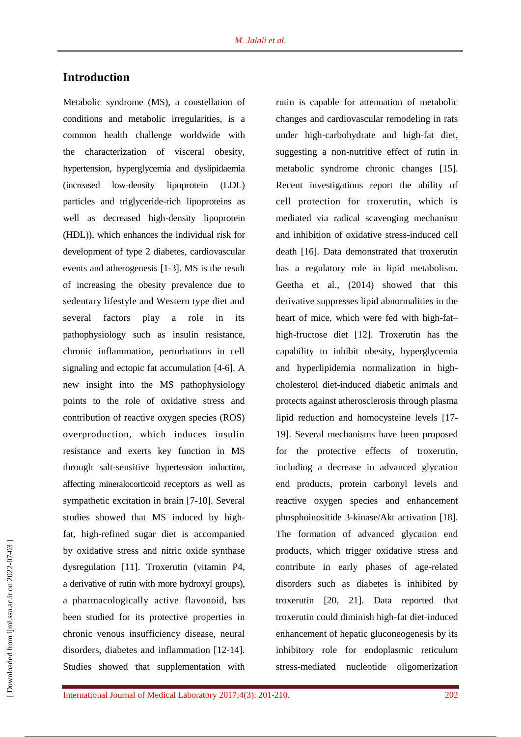## Introduction

Metabolic syndrome (MS), a constellation of conditions and metabolic irregularities, is a common health challenge worldwide with the characterization of visceral obesity, hypertension, hyperglycemia and dyslipidaemia (increased low-density lipoprotein (LDL) particles and triglyceride-rich lipoproteins as well as decreased high-density lipoprotein (HDL)), which enhances the individual risk for development of type 2 diabetes, cardiovascular events and atherogenesis [1-3]. MS is the result of increasing the obesity prevalence due to sedentary lifestyle and Western type diet and several factors play a role in its pathophysiology such as insulin resistance, chronic inflammation, perturbations in cell signaling and ectopic fat accumulation [4-6]. A new insight into the MS pathophysiology points to the role of oxidative stress and contribution of reactive oxygen species (ROS) overproduction, which induces insulin resistance and exerts key function in MS through salt-sensitive hypertension induction, affecting mineralocorticoid receptors as well as sympathetic excitation in brain [7-10]. Several studies showed that MS induced by high-fat, high-refined sugar diet is accompanied by oxidative stress and nitric oxide synthase dysregulation [11]. Troxerutin (vitamin P4, a derivative of rutin with more hydroxyl groups), a pharmacologically active flavonoid, has been studied for its protective properties in chronic venous insufficiency disease, neural disorders, diabetes and inflammation [12-14]. Studies showed that supplementation with rutin is capable for attenuation of metabolic changes and cardiovascular remodeling in rats under high-carbohydrate and high-fat diet, suggesting a non-nutritive effect of rutin in metabolic syndrome chronic changes [15]. Recent investigations report the ability of cell protection for troxerutin, which is mediated via radical scavenging mechanism and inhibition of oxidative stress-induced cell death [16]. Data demonstrated that troxerutin has a regulatory role in lipid metabolism. Geetha et al., (2014) showed that this derivative suppresses lipid abnormalities in the heart of mice, which were fed with high-fat–high-fructose diet [12]. Troxerutin has the capability to inhibit obesity, hyperglycemia and hyperlipidemia normalization in high-cholesterol diet-induced diabetic animals and protects against atherosclerosis through plasma lipid reduction and homocysteine levels [17-19]. Several mechanisms have been proposed for the protective effects of troxerutin, including a decrease in advanced glycation end products, protein carbonyl levels and reactive oxygen species and enhancement phosphoinositide 3-kinase/Akt activation [18]. The formation of advanced glycation end products, which trigger oxidative stress and contribute in early phases of age-related disorders such as diabetes is inhibited by troxerutin [20, 21]. Data reported that troxerutin could diminish high-fat diet-induced enhancement of hepatic gluconeogenesis by its inhibitory role for endoplasmic reticulum stress-mediated nucleotide oligomerization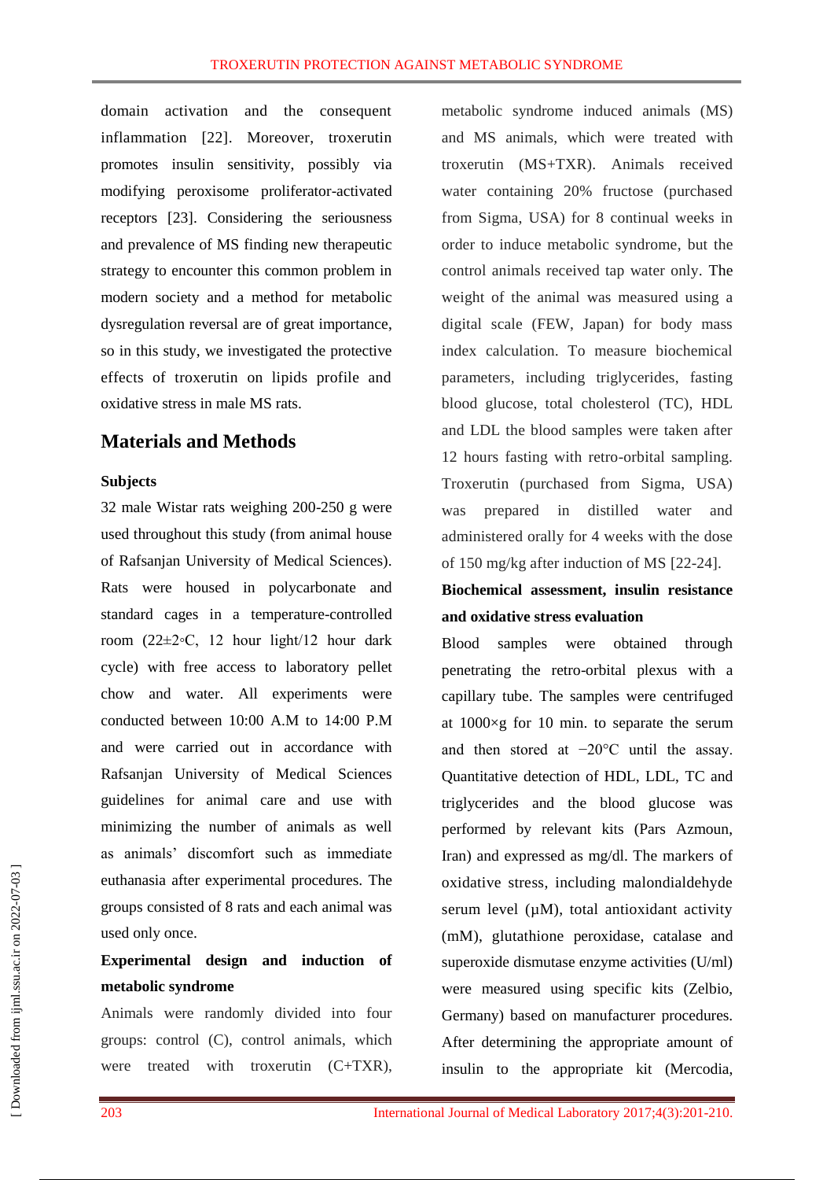domain activation and the consequent inflammation [22]. Moreover, troxerutin promotes insulin sensitivity, possibly via modifying peroxisome proliferator-activated receptors [23]. Considering the seriousness and prevalence of MS finding new therapeutic strategy to encounter this common problem in modern society and a method for metabolic dysregulation reversal are of great importance, so in this study, we investigated the protective effects of troxerutin on lipids profile and oxidative stress in male MS rats.

## Materials and Methods

### Subjects

32 male Wistar rats weighing 200-250 g were used throughout this study (from animal house of Rafsanjan University of Medical Sciences). Rats were housed in polycarbonate and standard cages in a temperature-controlled room (22±2◦C, 12 hour light/12 hour dark cycle) with free access to laboratory pellet chow and water. All experiments were conducted between 10:00 A.M to 14:00 P.M and were carried out in accordance with Rafsanjan University of Medical Sciences guidelines for animal care and use with minimizing the number of animals as well as animals' discomfort such as immediate euthanasia after experimental procedures. The groups consisted of 8 rats and each animal was used only once.

### Experimental design and induction of metabolic syndrome

Animals were randomly divided into four groups: control (C), control animals, which were treated with troxerutin (C+TXR), metabolic syndrome induced animals (MS) and MS animals, which were treated with troxerutin (MS+TXR). Animals received water containing 20% fructose (purchased from Sigma, USA) for 8 continual weeks in order to induce metabolic syndrome, but the control animals received tap water only. The weight of the animal was measured using a digital scale (FEW, Japan) for body mass index calculation. To measure biochemical parameters, including triglycerides, fasting blood glucose, total cholesterol (TC), HDL and LDL the blood samples were taken after 12 hours fasting with retro-orbital sampling. Troxerutin (purchased from Sigma, USA) was prepared in distilled water and administered orally for 4 weeks with the dose of 150 mg/kg after induction of MS [22-24].

### Biochemical assessment, insulin resistance and oxidative stress evaluation

Blood samples were obtained through penetrating the retro-orbital plexus with a capillary tube. The samples were centrifuged at 1000×g for 10 min. to separate the serum and then stored at −20°C until the assay. Quantitative detection of HDL, LDL, TC and triglycerides and the blood glucose was performed by relevant kits (Pars Azmoun, Iran) and expressed as mg/dl. The markers of oxidative stress, including malondialdehyde serum level (µM), total antioxidant activity (mM), glutathione peroxidase, catalase and superoxide dismutase enzyme activities (U/ml) were measured using specific kits (Zelbio, Germany) based on manufacturer procedures. After determining the appropriate amount of insulin to the appropriate kit (Mercodia,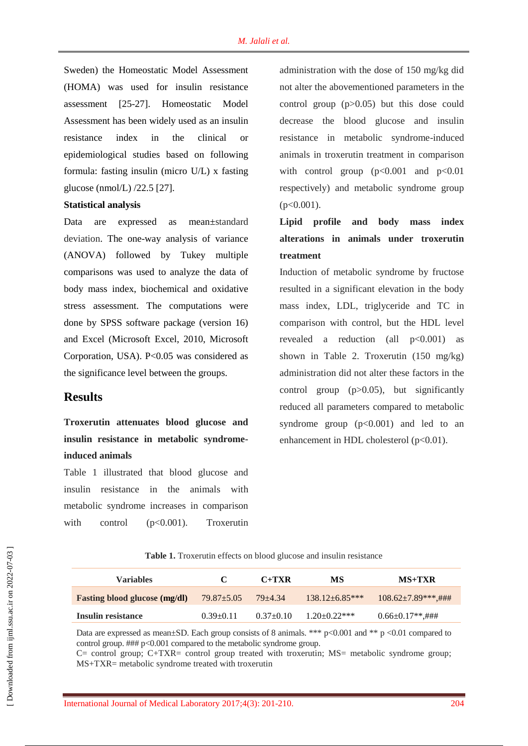Sweden) the Homeostatic Model Assessment (HOMA) was used for insulin resistance assessment [25-27]. Homeostatic Model Assessment has been widely used as an insulin resistance index in the clinical or epidemiological studies based on following formula: fasting insulin (micro U/L) x fasting glucose (nmol/L) /22.5 [27].

**Statistical analysis**

Data are expressed as mean±standard deviation. The one-way analysis of variance (ANOVA) followed by Tukey multiple comparisons was used to analyze the data of body mass index, biochemical and oxidative stress assessment. The computations were done by SPSS software package (version 16) and Excel (Microsoft Excel, 2010, Microsoft Corporation, USA). P<0.05 was considered as the significance level between the groups.

## Results

**Troxerutin attenuates blood glucose and insulin resistance in metabolic syndrome-induced animals**

Table 1 illustrated that blood glucose and insulin resistance in the animals with metabolic syndrome increases in comparison with control (p<0.001). Troxerutin administration with the dose of 150 mg/kg did not alter the abovementioned parameters in the control group (p>0.05) but this dose could decrease the blood glucose and insulin resistance in metabolic syndrome-induced animals in troxerutin treatment in comparison with control group (p<0.001 and p<0.01 respectively) and metabolic syndrome group (p<0.001).

**Lipid profile and body mass index alterations in animals under troxerutin treatment**

Induction of metabolic syndrome by fructose resulted in a significant elevation in the body mass index, LDL, triglyceride and TC in comparison with control, but the HDL level revealed a reduction (all p<0.001) as shown in Table 2. Troxerutin (150 mg/kg) administration did not alter these factors in the control group (p>0.05), but significantly reduced all parameters compared to metabolic syndrome group (p<0.001) and led to an enhancement in HDL cholesterol (p<0.01).

**Table 1.** Troxerutin effects on blood glucose and insulin resistance

| Variables | C | C+TXR | MS | MS+TXR |
|---|---|---|---|---|
| **Fasting blood glucose (mg/dl)** | 79.87±5.05 | 79±4.34 | 138.12±6.85*** | 108.62±7.89***,### |
| **Insulin resistance** | 0.39±0.11 | 0.37±0.10 | 1.20±0.22*** | 0.66±0.17**,### |

Data are expressed as mean±SD. Each group consists of 8 animals. *** p<0.001 and ** p <0.01 compared to control group. ### p<0.001 compared to the metabolic syndrome group.
C= control group; C+TXR= control group treated with troxerutin; MS= metabolic syndrome group; MS+TXR= metabolic syndrome treated with troxerutin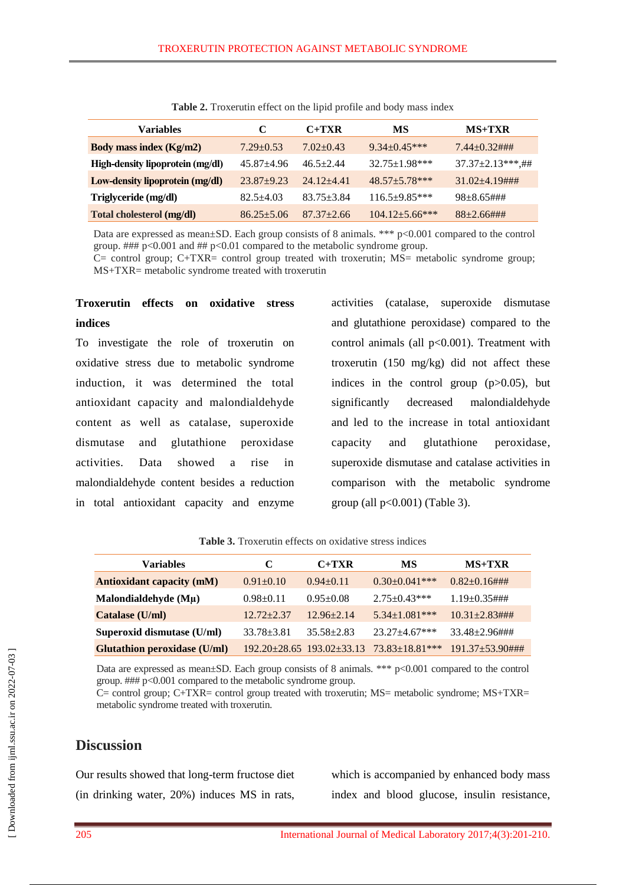**Table 2.** Troxerutin effect on the lipid profile and body mass index

| Variables | C | C+TXR | MS | MS+TXR |
|---|---|---|---|---|
| **Body mass index (Kg/m2)** | 7.29±0.53 | 7.02±0.43 | 9.34±0.45*** | 7.44±0.32### |
| **High-density lipoprotein (mg/dl)** | 45.87±4.96 | 46.5±2.44 | 32.75±1.98*** | 37.37±2.13***,## |
| **Low-density lipoprotein (mg/dl)** | 23.87±9.23 | 24.12±4.41 | 48.57±5.78*** | 31.02±4.19### |
| **Triglyceride (mg/dl)** | 82.5±4.03 | 83.75±3.84 | 116.5±9.85*** | 98±8.65### |
| **Total cholesterol (mg/dl)** | 86.25±5.06 | 87.37±2.66 | 104.12±5.66*** | 88±2.66### |

Data are expressed as mean±SD. Each group consists of 8 animals. *** p<0.001 compared to the control group. ### p<0.001 and ## p<0.01 compared to the metabolic syndrome group.
C= control group; C+TXR= control group treated with troxerutin; MS= metabolic syndrome group; MS+TXR= metabolic syndrome treated with troxerutin

**Troxerutin effects on oxidative stress indices**

To investigate the role of troxerutin on oxidative stress due to metabolic syndrome induction, it was determined the total antioxidant capacity and malondialdehyde content as well as catalase, superoxide dismutase and glutathione peroxidase activities. Data showed a rise in malondialdehyde content besides a reduction in total antioxidant capacity and enzyme activities (catalase, superoxide dismutase and glutathione peroxidase) compared to the control animals (all p<0.001). Treatment with troxerutin (150 mg/kg) did not affect these indices in the control group (p>0.05), but significantly decreased malondialdehyde and led to the increase in total antioxidant capacity and glutathione peroxidase, superoxide dismutase and catalase activities in comparison with the metabolic syndrome group (all p<0.001) (Table 3).

**Table 3.** Troxerutin effects on oxidative stress indices

| Variables | C | C+TXR | MS | MS+TXR |
|---|---|---|---|---|
| **Antioxidant capacity (mM)** | 0.91±0.10 | 0.94±0.11 | 0.30±0.041*** | 0.82±0.16### |
| **Malondialdehyde (Mµ)** | 0.98±0.11 | 0.95±0.08 | 2.75±0.43*** | 1.19±0.35### |
| **Catalase (U/ml)** | 12.72±2.37 | 12.96±2.14 | 5.34±1.081*** | 10.31±2.83### |
| **Superoxid dismutase (U/ml)** | 33.78±3.81 | 35.58±2.83 | 23.27±4.67*** | 33.48±2.96### |
| **Glutathion peroxidase (U/ml)** | 192.20±28.65 | 193.02±33.13 | 73.83±18.81*** | 191.37±53.90### |

Data are expressed as mean±SD. Each group consists of 8 animals. *** p<0.001 compared to the control group. ### p<0.001 compared to the metabolic syndrome group.
C= control group; C+TXR= control group treated with troxerutin; MS= metabolic syndrome; MS+TXR= metabolic syndrome treated with troxerutin.

## Discussion

Our results showed that long-term fructose diet (in drinking water, 20%) induces MS in rats, which is accompanied by enhanced body mass index and blood glucose, insulin resistance,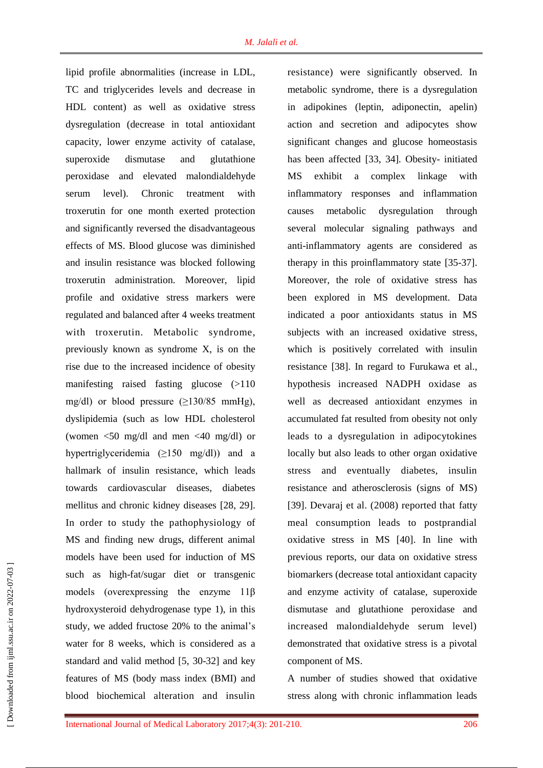lipid profile abnormalities (increase in LDL, TC and triglycerides levels and decrease in HDL content) as well as oxidative stress dysregulation (decrease in total antioxidant capacity, lower enzyme activity of catalase, superoxide dismutase and glutathione peroxidase and elevated malondialdehyde serum level). Chronic treatment with troxerutin for one month exerted protection and significantly reversed the disadvantageous effects of MS. Blood glucose was diminished and insulin resistance was blocked following troxerutin administration. Moreover, lipid profile and oxidative stress markers were regulated and balanced after 4 weeks treatment with troxerutin. Metabolic syndrome, previously known as syndrome X, is on the rise due to the increased incidence of obesity manifesting raised fasting glucose (>110 mg/dl) or blood pressure (≥130/85 mmHg), dyslipidemia (such as low HDL cholesterol (women <50 mg/dl and men <40 mg/dl) or hypertriglyceridemia (≥150 mg/dl)) and a hallmark of insulin resistance, which leads towards cardiovascular diseases, diabetes mellitus and chronic kidney diseases [28, 29]. In order to study the pathophysiology of MS and finding new drugs, different animal models have been used for induction of MS such as high-fat/sugar diet or transgenic models (overexpressing the enzyme 11β hydroxysteroid dehydrogenase type 1), in this study, we added fructose 20% to the animal's water for 8 weeks, which is considered as a standard and valid method [5, 30-32] and key features of MS (body mass index (BMI) and blood biochemical alteration and insulin resistance) were significantly observed. In metabolic syndrome, there is a dysregulation in adipokines (leptin, adiponectin, apelin) action and secretion and adipocytes show significant changes and glucose homeostasis has been affected [33, 34]. Obesity- initiated MS exhibit a complex linkage with inflammatory responses and inflammation causes metabolic dysregulation through several molecular signaling pathways and anti-inflammatory agents are considered as therapy in this proinflammatory state [35-37]. Moreover, the role of oxidative stress has been explored in MS development. Data indicated a poor antioxidants status in MS subjects with an increased oxidative stress, which is positively correlated with insulin resistance [38]. In regard to Furukawa et al., hypothesis increased NADPH oxidase as well as decreased antioxidant enzymes in accumulated fat resulted from obesity not only leads to a dysregulation in adipocytokines locally but also leads to other organ oxidative stress and eventually diabetes, insulin resistance and atherosclerosis (signs of MS) [39]. Devaraj et al. (2008) reported that fatty meal consumption leads to postprandial oxidative stress in MS [40]. In line with previous reports, our data on oxidative stress biomarkers (decrease total antioxidant capacity and enzyme activity of catalase, superoxide dismutase and glutathione peroxidase and increased malondialdehyde serum level) demonstrated that oxidative stress is a pivotal component of MS.

A number of studies showed that oxidative stress along with chronic inflammation leads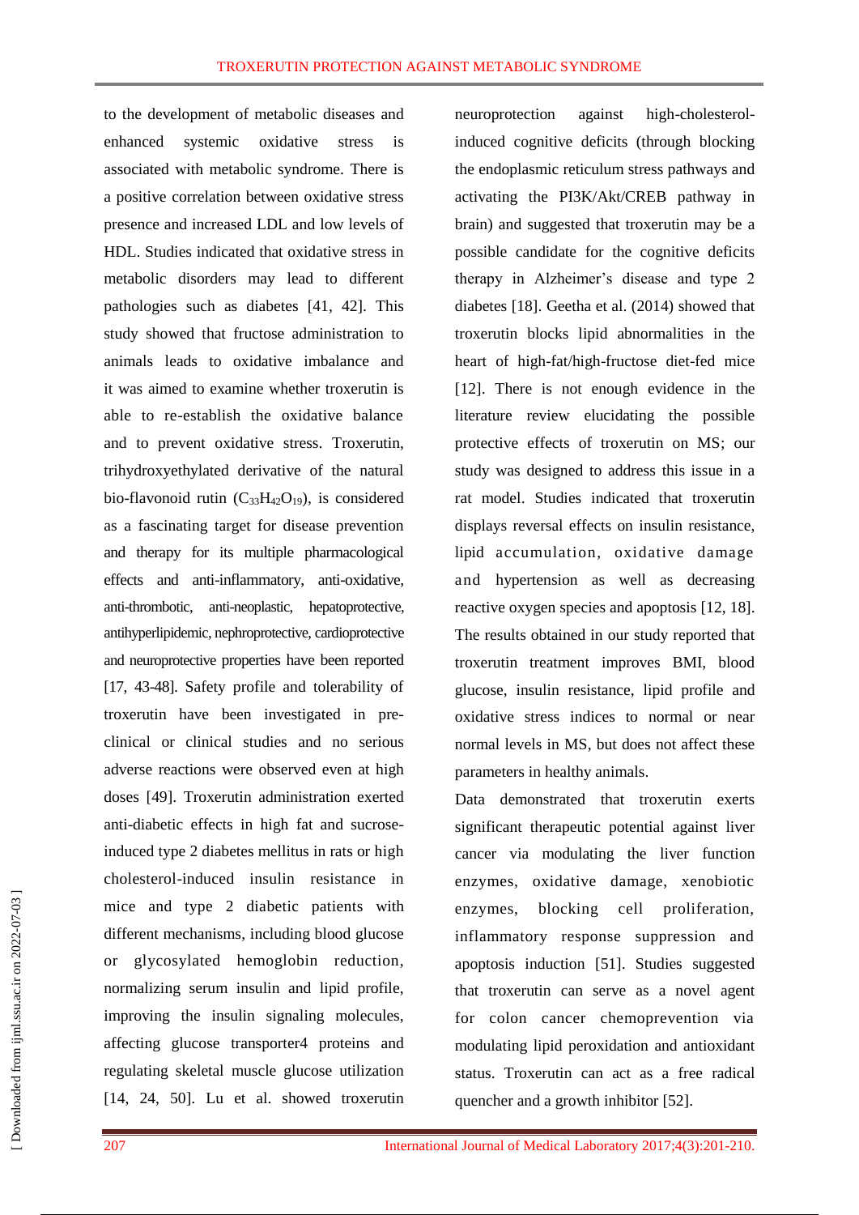to the development of metabolic diseases and enhanced systemic oxidative stress is associated with metabolic syndrome. There is a positive correlation between oxidative stress presence and increased LDL and low levels of HDL. Studies indicated that oxidative stress in metabolic disorders may lead to different pathologies such as diabetes [41, 42]. This study showed that fructose administration to animals leads to oxidative imbalance and it was aimed to examine whether troxerutin is able to re-establish the oxidative balance and to prevent oxidative stress. Troxerutin, trihydroxyethylated derivative of the natural bio-flavonoid rutin ($C_{33}H_{42}O_{19}$), is considered as a fascinating target for disease prevention and therapy for its multiple pharmacological effects and anti-inflammatory, anti-oxidative, anti-thrombotic, anti-neoplastic, hepatoprotective, antihyperlipidemic, nephroprotective, cardioprotective and neuroprotective properties have been reported [17, 43-48]. Safety profile and tolerability of troxerutin have been investigated in pre-clinical or clinical studies and no serious adverse reactions were observed even at high doses [49]. Troxerutin administration exerted anti-diabetic effects in high fat and sucrose-induced type 2 diabetes mellitus in rats or high cholesterol-induced insulin resistance in mice and type 2 diabetic patients with different mechanisms, including blood glucose or glycosylated hemoglobin reduction, normalizing serum insulin and lipid profile, improving the insulin signaling molecules, affecting glucose transporter4 proteins and regulating skeletal muscle glucose utilization [14, 24, 50]. Lu et al. showed troxerutin neuroprotection against high-cholesterol-induced cognitive deficits (through blocking the endoplasmic reticulum stress pathways and activating the PI3K/Akt/CREB pathway in brain) and suggested that troxerutin may be a possible candidate for the cognitive deficits therapy in Alzheimer's disease and type 2 diabetes [18]. Geetha et al. (2014) showed that troxerutin blocks lipid abnormalities in the heart of high-fat/high-fructose diet-fed mice [12]. There is not enough evidence in the literature review elucidating the possible protective effects of troxerutin on MS; our study was designed to address this issue in a rat model. Studies indicated that troxerutin displays reversal effects on insulin resistance, lipid accumulation, oxidative damage and hypertension as well as decreasing reactive oxygen species and apoptosis [12, 18]. The results obtained in our study reported that troxerutin treatment improves BMI, blood glucose, insulin resistance, lipid profile and oxidative stress indices to normal or near normal levels in MS, but does not affect these parameters in healthy animals.

Data demonstrated that troxerutin exerts significant therapeutic potential against liver cancer via modulating the liver function enzymes, oxidative damage, xenobiotic enzymes, blocking cell proliferation, inflammatory response suppression and apoptosis induction [51]. Studies suggested that troxerutin can serve as a novel agent for colon cancer chemoprevention via modulating lipid peroxidation and antioxidant status. Troxerutin can act as a free radical quencher and a growth inhibitor [52].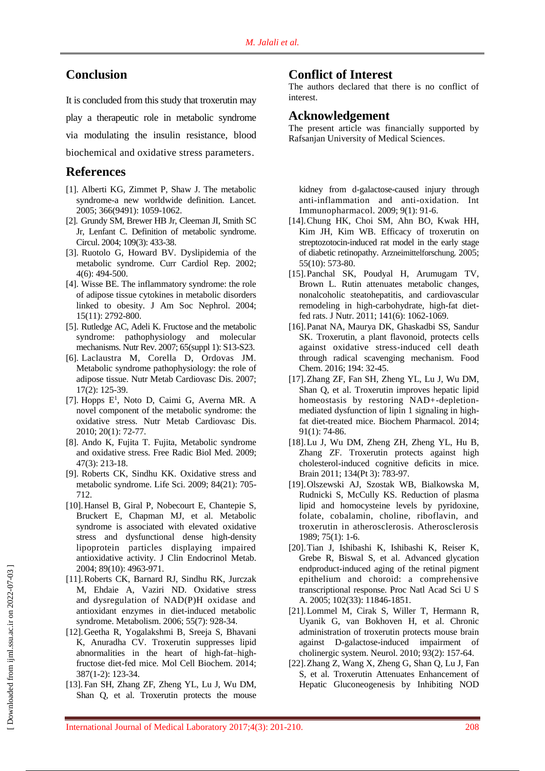## Conclusion

It is concluded from this study that troxerutin may play a therapeutic role in metabolic syndrome via modulating the insulin resistance, blood biochemical and oxidative stress parameters.

## Conflict of Interest

The authors declared that there is no conflict of interest.

## Acknowledgement

The present article was financially supported by Rafsanjan University of Medical Sciences.

## References

[1]. Alberti KG, Zimmet P, Shaw J. The metabolic syndrome-a new worldwide definition. Lancet. 2005; 366(9491): 1059-1062.

[2]. Grundy SM, Brewer HB Jr, Cleeman JI, Smith SC Jr, Lenfant C. Definition of metabolic syndrome. Circul. 2004; 109(3): 433-38.

[3]. Ruotolo G, Howard BV. Dyslipidemia of the metabolic syndrome. Curr Cardiol Rep. 2002; 4(6): 494-500.

[4]. Wisse BE. The inflammatory syndrome: the role of adipose tissue cytokines in metabolic disorders linked to obesity. J Am Soc Nephrol. 2004; 15(11): 2792-800.

[5]. Rutledge AC, Adeli K. Fructose and the metabolic syndrome: pathophysiology and molecular mechanisms. Nutr Rev. 2007; 65(suppl 1): S13-S23.

[6]. Laclaustra M, Corella D, Ordovas JM. Metabolic syndrome pathophysiology: the role of adipose tissue. Nutr Metab Cardiovasc Dis. 2007; 17(2): 125-39.

[7]. Hopps E[1], Noto D, Caimi G, Averna MR. A novel component of the metabolic syndrome: the oxidative stress. Nutr Metab Cardiovasc Dis. 2010; 20(1): 72-77.

[8]. Ando K, Fujita T. Fujita, Metabolic syndrome and oxidative stress. Free Radic Biol Med. 2009; 47(3): 213-18.

[9]. Roberts CK, Sindhu KK. Oxidative stress and metabolic syndrome. Life Sci. 2009; 84(21): 705-712.

[10]. Hansel B, Giral P, Nobecourt E, Chantepie S, Bruckert E, Chapman MJ, et al. Metabolic syndrome is associated with elevated oxidative stress and dysfunctional dense high-density lipoprotein particles displaying impaired antioxidative activity. J Clin Endocrinol Metab. 2004; 89(10): 4963-971.

[11]. Roberts CK, Barnard RJ, Sindhu RK, Jurczak M, Ehdaie A, Vaziri ND. Oxidative stress and dysregulation of NAD(P)H oxidase and antioxidant enzymes in diet-induced metabolic syndrome. Metabolism. 2006; 55(7): 928-34.

[12]. Geetha R, Yogalakshmi B, Sreeja S, Bhavani K, Anuradha CV. Troxerutin suppresses lipid abnormalities in the heart of high-fat–high-fructose diet-fed mice. Mol Cell Biochem. 2014; 387(1-2): 123-34.

[13]. Fan SH, Zhang ZF, Zheng YL, Lu J, Wu DM, Shan Q, et al. Troxerutin protects the mouse kidney from d-galactose-caused injury through anti-inflammation and anti-oxidation. Int Immunopharmacol. 2009; 9(1): 91-6.

[14]. Chung HK, Choi SM, Ahn BO, Kwak HH, Kim JH, Kim WB. Efficacy of troxerutin on streptozotocin-induced rat model in the early stage of diabetic retinopathy. Arzneimittelforschung. 2005; 55(10): 573-80.

[15]. Panchal SK, Poudyal H, Arumugam TV, Brown L. Rutin attenuates metabolic changes, nonalcoholic steatohepatitis, and cardiovascular remodeling in high-carbohydrate, high-fat diet-fed rats. J Nutr. 2011; 141(6): 1062-1069.

[16]. Panat NA, Maurya DK, Ghaskadbi SS, Sandur SK. Troxerutin, a plant flavonoid, protects cells against oxidative stress-induced cell death through radical scavenging mechanism. Food Chem. 2016; 194: 32-45.

[17]. Zhang ZF, Fan SH, Zheng YL, Lu J, Wu DM, Shan Q, et al. Troxerutin improves hepatic lipid homeostasis by restoring NAD+-depletion-mediated dysfunction of lipin 1 signaling in high-fat diet-treated mice. Biochem Pharmacol. 2014; 91(1): 74-86.

[18]. Lu J, Wu DM, Zheng ZH, Zheng YL, Hu B, Zhang ZF. Troxerutin protects against high cholesterol-induced cognitive deficits in mice. Brain 2011; 134(Pt 3): 783-97.

[19]. Olszewski AJ, Szostak WB, Bialkowska M, Rudnicki S, McCully KS. Reduction of plasma lipid and homocysteine levels by pyridoxine, folate, cobalamin, choline, riboflavin, and troxerutin in atherosclerosis. Atherosclerosis 1989; 75(1): 1-6.

[20]. Tian J, Ishibashi K, Ishibashi K, Reiser K, Grebe R, Biswal S, et al. Advanced glycation endproduct-induced aging of the retinal pigment epithelium and choroid: a comprehensive transcriptional response. Proc Natl Acad Sci U S A. 2005; 102(33): 11846-1851.

[21]. Lommel M, Cirak S, Willer T, Hermann R, Uyanik G, van Bokhoven H, et al. Chronic administration of troxerutin protects mouse brain against D-galactose-induced impairment of cholinergic system. Neurol. 2010; 93(2): 157-64.

[22]. Zhang Z, Wang X, Zheng G, Shan Q, Lu J, Fan S, et al. Troxerutin Attenuates Enhancement of Hepatic Gluconeogenesis by Inhibiting NOD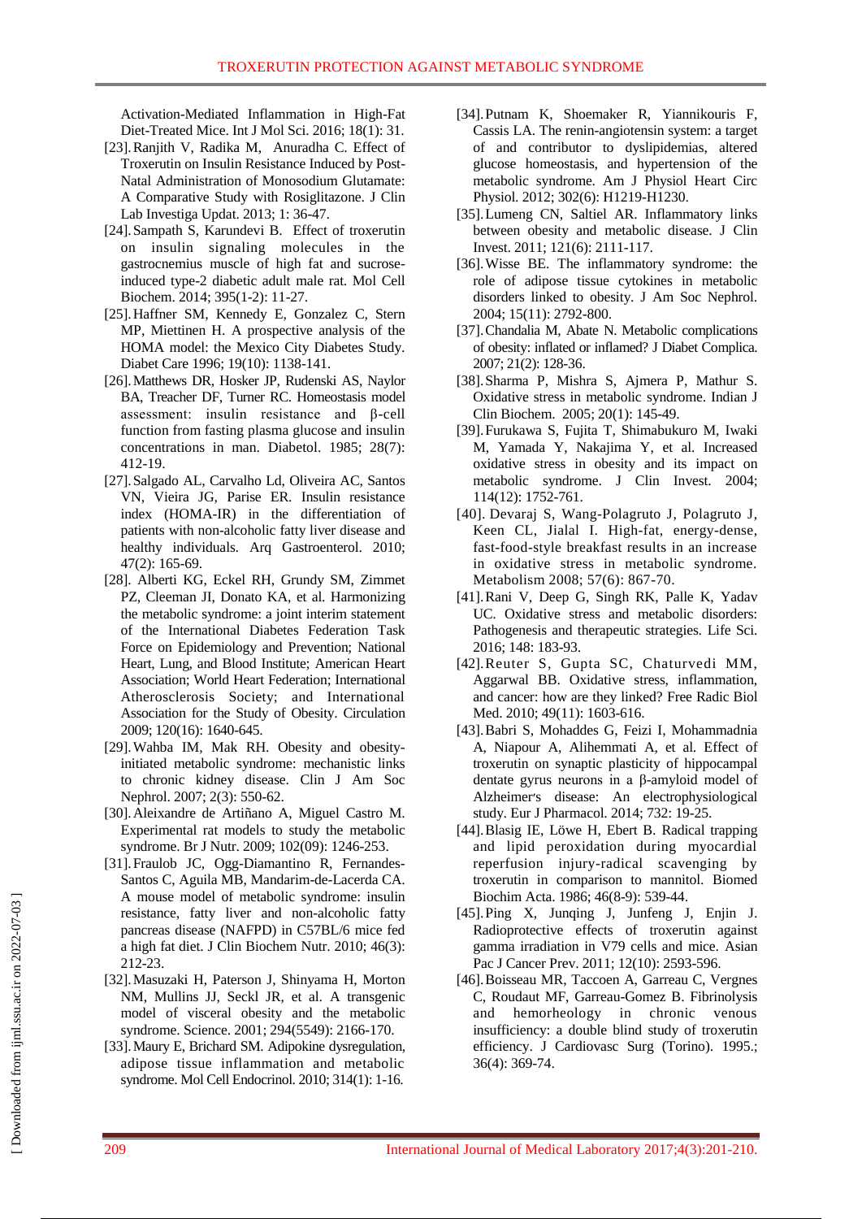Activation-Mediated Inflammation in High-Fat Diet-Treated Mice. Int J Mol Sci. 2016; 18(1): 31.

[23]. Ranjith V, Radika M, Anuradha C. Effect of Troxerutin on Insulin Resistance Induced by Post-Natal Administration of Monosodium Glutamate: A Comparative Study with Rosiglitazone. J Clin Lab Investiga Updat. 2013; 1: 36-47.

[24]. Sampath S, Karundevi B. Effect of troxerutin on insulin signaling molecules in the gastrocnemius muscle of high fat and sucrose-induced type-2 diabetic adult male rat. Mol Cell Biochem. 2014; 395(1-2): 11-27.

[25]. Haffner SM, Kennedy E, Gonzalez C, Stern MP, Miettinen H. A prospective analysis of the HOMA model: the Mexico City Diabetes Study. Diabet Care 1996; 19(10): 1138-141.

[26]. Matthews DR, Hosker JP, Rudenski AS, Naylor BA, Treacher DF, Turner RC. Homeostasis model assessment: insulin resistance and β-cell function from fasting plasma glucose and insulin concentrations in man. Diabetol. 1985; 28(7): 412-19.

[27]. Salgado AL, Carvalho Ld, Oliveira AC, Santos VN, Vieira JG, Parise ER. Insulin resistance index (HOMA-IR) in the differentiation of patients with non-alcoholic fatty liver disease and healthy individuals. Arq Gastroenterol. 2010; 47(2): 165-69.

[28]. Alberti KG, Eckel RH, Grundy SM, Zimmet PZ, Cleeman JI, Donato KA, et al. Harmonizing the metabolic syndrome: a joint interim statement of the International Diabetes Federation Task Force on Epidemiology and Prevention; National Heart, Lung, and Blood Institute; American Heart Association; World Heart Federation; International Atherosclerosis Society; and International Association for the Study of Obesity. Circulation 2009; 120(16): 1640-645.

[29]. Wahba IM, Mak RH. Obesity and obesity-initiated metabolic syndrome: mechanistic links to chronic kidney disease. Clin J Am Soc Nephrol. 2007; 2(3): 550-62.

[30]. Aleixandre de Artiñano A, Miguel Castro M. Experimental rat models to study the metabolic syndrome. Br J Nutr. 2009; 102(09): 1246-253.

[31]. Fraulob JC, Ogg-Diamantino R, Fernandes-Santos C, Aguila MB, Mandarim-de-Lacerda CA. A mouse model of metabolic syndrome: insulin resistance, fatty liver and non-alcoholic fatty pancreas disease (NAFPD) in C57BL/6 mice fed a high fat diet. J Clin Biochem Nutr. 2010; 46(3): 212-23.

[32]. Masuzaki H, Paterson J, Shinyama H, Morton NM, Mullins JJ, Seckl JR, et al. A transgenic model of visceral obesity and the metabolic syndrome. Science. 2001; 294(5549): 2166-170.

[33]. Maury E, Brichard SM. Adipokine dysregulation, adipose tissue inflammation and metabolic syndrome. Mol Cell Endocrinol. 2010; 314(1): 1-16.

[34]. Putnam K, Shoemaker R, Yiannikouris F, Cassis LA. The renin-angiotensin system: a target of and contributor to dyslipidemias, altered glucose homeostasis, and hypertension of the metabolic syndrome. Am J Physiol Heart Circ Physiol. 2012; 302(6): H1219-H1230.

[35]. Lumeng CN, Saltiel AR. Inflammatory links between obesity and metabolic disease. J Clin Invest. 2011; 121(6): 2111-117.

[36]. Wisse BE. The inflammatory syndrome: the role of adipose tissue cytokines in metabolic disorders linked to obesity. J Am Soc Nephrol. 2004; 15(11): 2792-800.

[37]. Chandalia M, Abate N. Metabolic complications of obesity: inflated or inflamed? J Diabet Complica. 2007; 21(2): 128-36.

[38]. Sharma P, Mishra S, Ajmera P, Mathur S. Oxidative stress in metabolic syndrome. Indian J Clin Biochem. 2005; 20(1): 145-49.

[39]. Furukawa S, Fujita T, Shimabukuro M, Iwaki M, Yamada Y, Nakajima Y, et al. Increased oxidative stress in obesity and its impact on metabolic syndrome. J Clin Invest. 2004; 114(12): 1752-761.

[40]. Devaraj S, Wang-Polagruto J, Polagruto J, Keen CL, Jialal I. High-fat, energy-dense, fast-food-style breakfast results in an increase in oxidative stress in metabolic syndrome. Metabolism 2008; 57(6): 867-70.

[41]. Rani V, Deep G, Singh RK, Palle K, Yadav UC. Oxidative stress and metabolic disorders: Pathogenesis and therapeutic strategies. Life Sci. 2016; 148: 183-93.

[42]. Reuter S, Gupta SC, Chaturvedi MM, Aggarwal BB. Oxidative stress, inflammation, and cancer: how are they linked? Free Radic Biol Med. 2010; 49(11): 1603-616.

[43]. Babri S, Mohaddes G, Feizi I, Mohammadnia A, Niapour A, Alihemmati A, et al. Effect of troxerutin on synaptic plasticity of hippocampal dentate gyrus neurons in a β-amyloid model of Alzheimer's disease: An electrophysiological study. Eur J Pharmacol. 2014; 732: 19-25.

[44]. Blasig IE, Löwe H, Ebert B. Radical trapping and lipid peroxidation during myocardial reperfusion injury-radical scavenging by troxerutin in comparison to mannitol. Biomed Biochim Acta. 1986; 46(8-9): 539-44.

[45]. Ping X, Junqing J, Junfeng J, Enjin J. Radioprotective effects of troxerutin against gamma irradiation in V79 cells and mice. Asian Pac J Cancer Prev. 2011; 12(10): 2593-596.

[46]. Boisseau MR, Taccoen A, Garreau C, Vergnes C, Roudaut MF, Garreau-Gomez B. Fibrinolysis and hemorheology in chronic venous insufficiency: a double blind study of troxerutin efficiency. J Cardiovasc Surg (Torino). 1995.; 36(4): 369-74.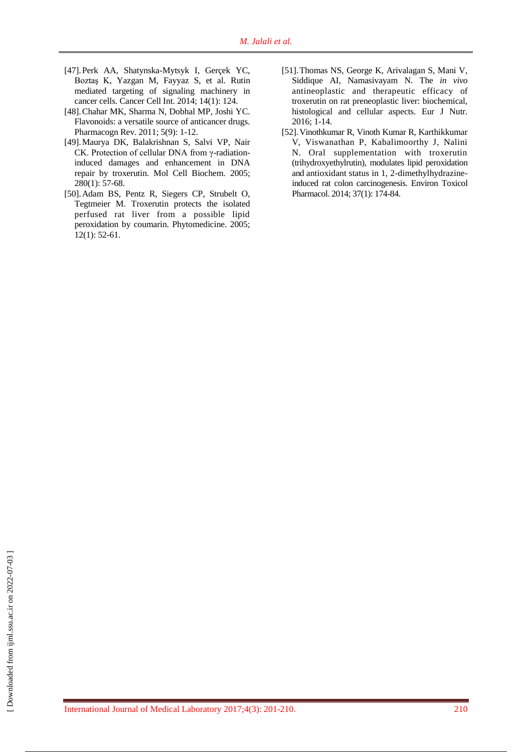[47]. Perk AA, Shatynska-Mytsyk I, Gerçek YC, Boztaş K, Yazgan M, Fayyaz S, et al. Rutin mediated targeting of signaling machinery in cancer cells. Cancer Cell Int. 2014; 14(1): 124.

[48]. Chahar MK, Sharma N, Dobhal MP, Joshi YC. Flavonoids: a versatile source of anticancer drugs. Pharmacogn Rev. 2011; 5(9): 1-12.

[49]. Maurya DK, Balakrishnan S, Salvi VP, Nair CK. Protection of cellular DNA from γ-radiation-induced damages and enhancement in DNA repair by troxerutin. Mol Cell Biochem. 2005; 280(1): 57-68.

[50]. Adam BS, Pentz R, Siegers CP, Strubelt O, Tegtmeier M. Troxerutin protects the isolated perfused rat liver from a possible lipid peroxidation by coumarin. Phytomedicine. 2005; 12(1): 52-61.

[51]. Thomas NS, George K, Arivalagan S, Mani V, Siddique AI, Namasivayam N. The *in vivo* antineoplastic and therapeutic efficacy of troxerutin on rat preneoplastic liver: biochemical, histological and cellular aspects. Eur J Nutr. 2016; 1-14.

[52]. Vinothkumar R, Vinoth Kumar R, Karthikkumar V, Viswanathan P, Kabalimoorthy J, Nalini N. Oral supplementation with troxerutin (trihydroxyethylrutin), modulates lipid peroxidation and antioxidant status in 1, 2-dimethylhydrazine-induced rat colon carcinogenesis. Environ Toxicol Pharmacol. 2014; 37(1): 174-84.